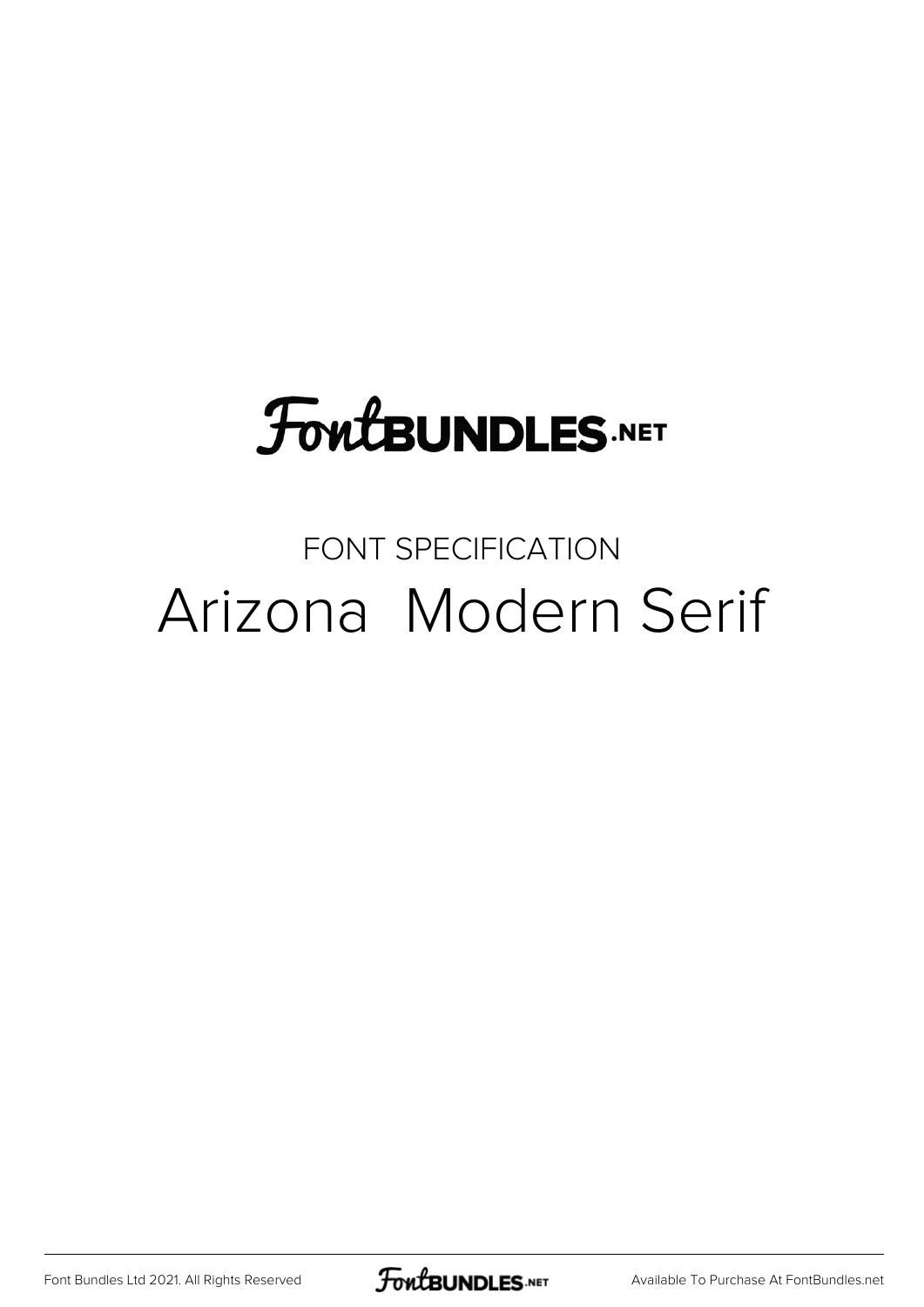# FontBUNDLES.NET

FONT SPECIFICATION

## Arizona Modern Serif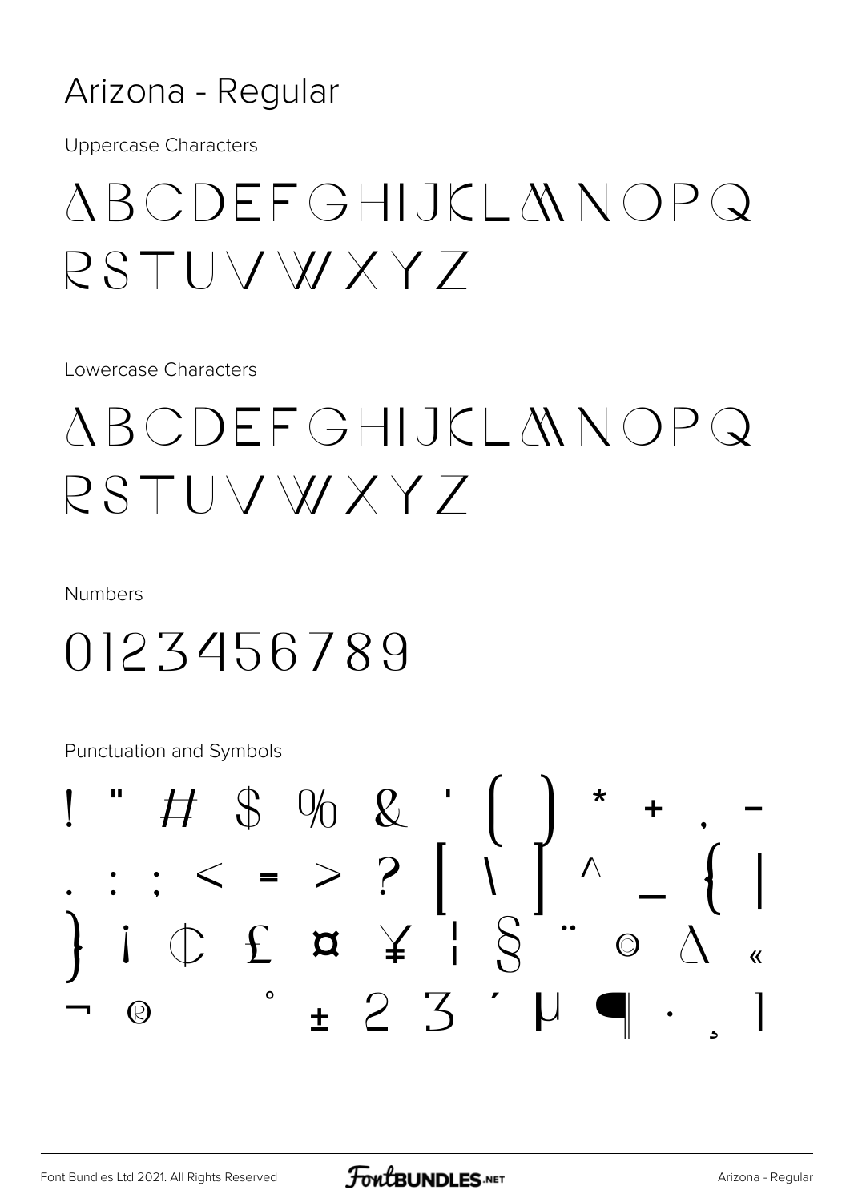# Arizona - Regular

Uppercase Characters

ABCDEFGHIJKLMNOPQ
RSTUVWXYZ

Lowercase Characters

ABCDEFGHIJKLMNOPQ
RSTUVWXYZ

Numbers

0123456789

Punctuation and Symbols

! " # $ % & ' ( ) * + , -
. : ; < = > ? [ \ ] ^ _ { |
} ¡ ¢ £ ¤ ¥ ¦ § ¨ © ª «
¬ ® ¯ ° ± ² ³ ´ µ ¶ · ¸ ¹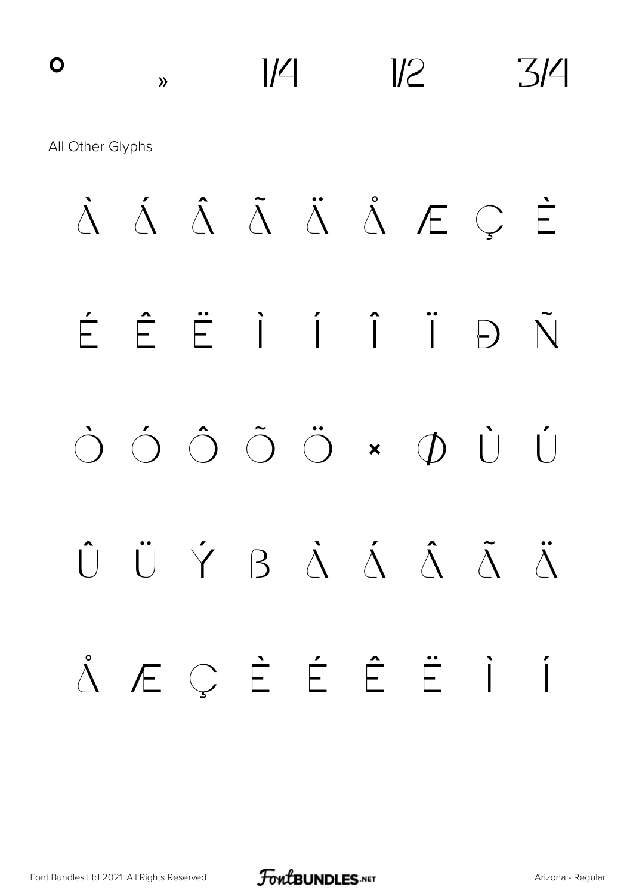° » 1/4 1/2 3/4

All Other Glyphs

À Á Â Ã Ä Å Æ Ç È

É Ê Ë Ì Í Î Ï Ð Ñ

Ò Ó Ô Õ Ö × Ø Ù Ú

Û Ü Ý ß à á â ã ä

å æ ç è é ê ë ì í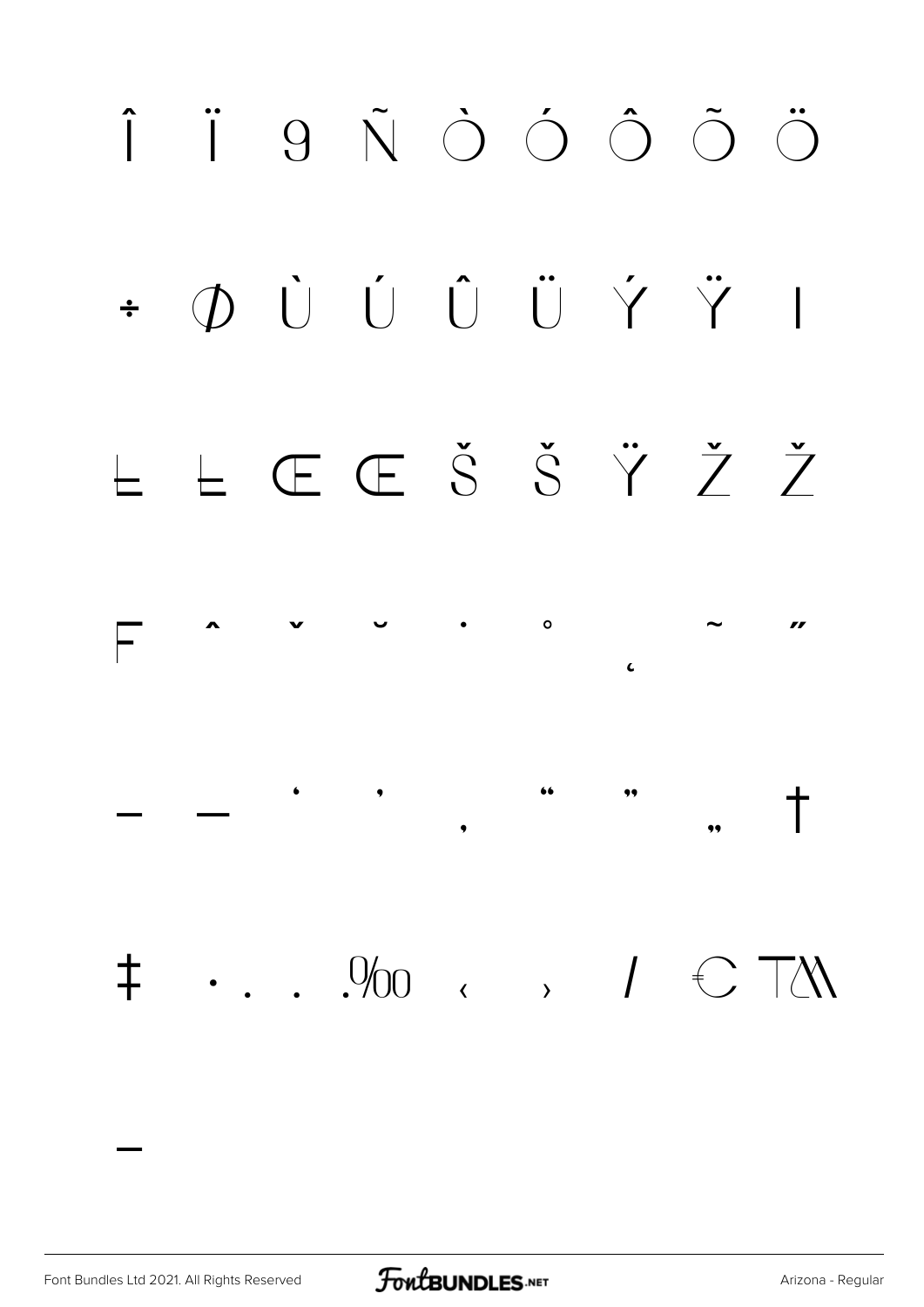Î Ï 9 Ñ Ò Ó Ô Õ Ö

÷ Ø Ù Ú Û Ü Ý Ÿ ı

Ł ł Œ œ Š š Ÿ Ž ž

ƒ ˆ ˇ ˘ ˙ ˚ ˛ ˜ ˝

– — ‘ ’ ‚ “ ” „ †

‡ • … ‰ ‹ › ⁄ € ™

−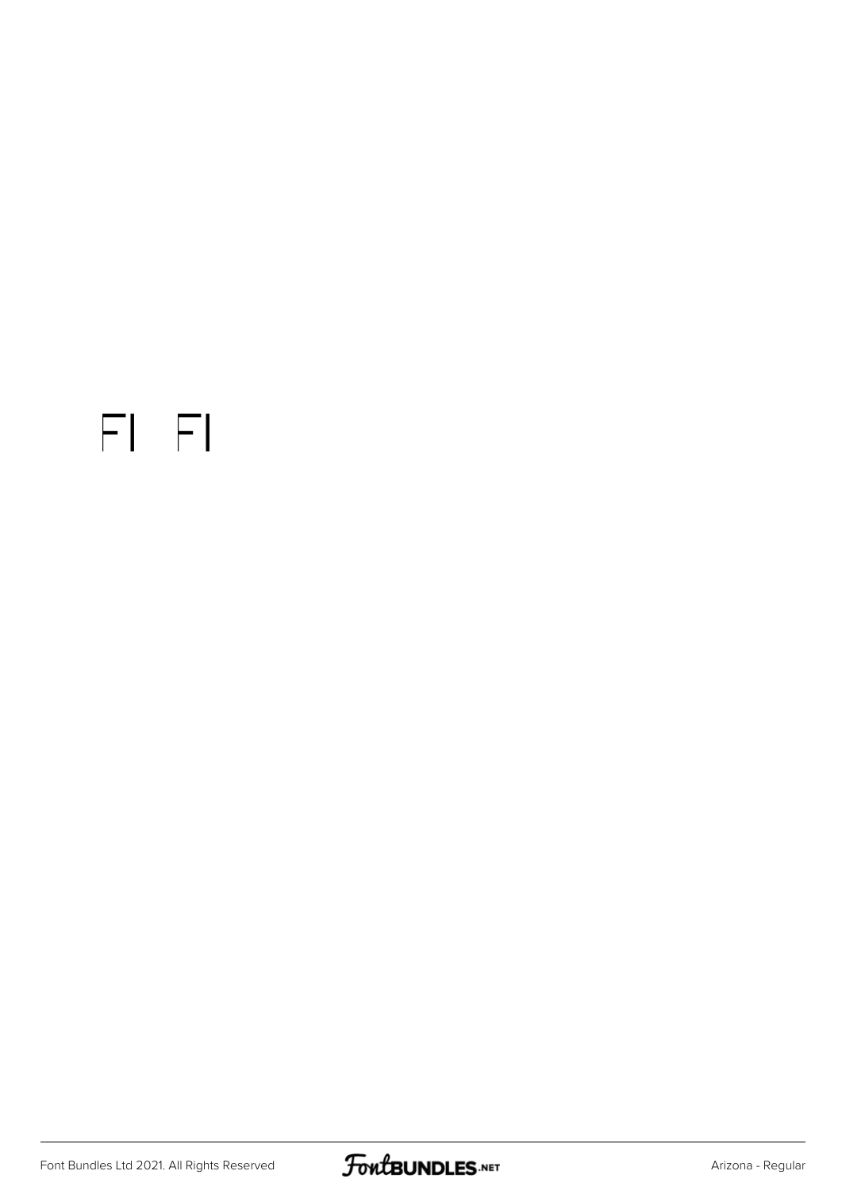FI FI